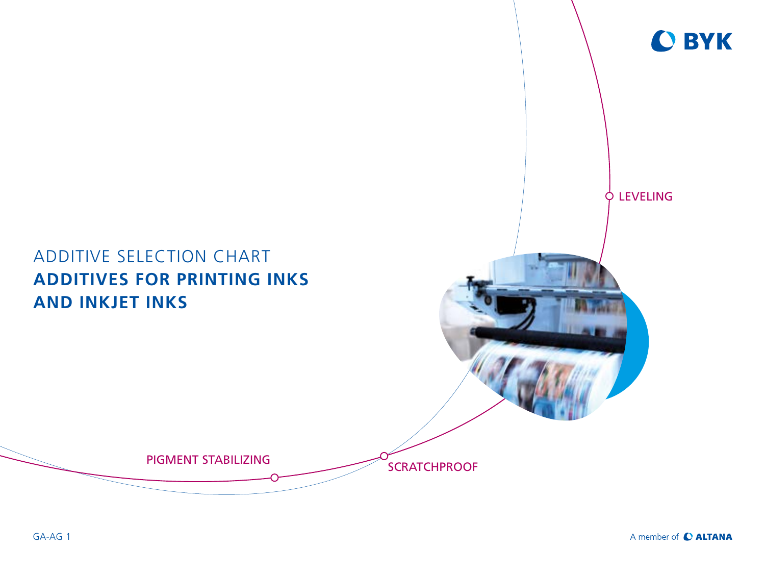BYK

LEVELING

# ADDITIVE SELECTION CHART
# ADDITIVES FOR PRINTING INKS AND INKJET INKS

PIGMENT STABILIZING

SCRATCHPROOF

GA-AG 1

A member of ALTANA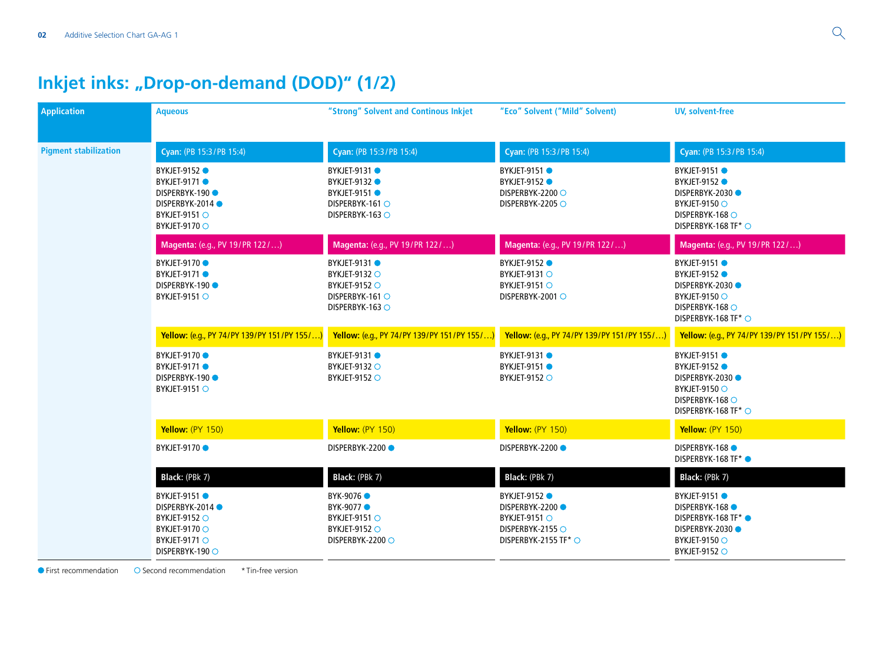# Inkjet inks: „Drop-on-demand (DOD)“ (1/2)

| Application | Aqueous | “Strong” Solvent and Continous Inkjet | “Eco” Solvent (“Mild” Solvent) | UV, solvent-free |
|---|---|---|---|---|
| **Pigment stabilization** | **Cyan:** (PB 15:3 / PB 15:4) | **Cyan:** (PB 15:3 / PB 15:4) | **Cyan:** (PB 15:3 / PB 15:4) | **Cyan:** (PB 15:3 / PB 15:4) |
| | BYKJET-9152 ●<br>BYKJET-9171 ●<br>DISPERBYK-190 ●<br>DISPERBYK-2014 ●<br>BYKJET-9151 ○<br>BYKJET-9170 ○ | BYKJET-9131 ●<br>BYKJET-9132 ●<br>BYKJET-9151 ●<br>DISPERBYK-161 ○<br>DISPERBYK-163 ○ | BYKJET-9151 ●<br>BYKJET-9152 ●<br>DISPERBYK-2200 ○<br>DISPERBYK-2205 ○ | BYKJET-9151 ●<br>BYKJET-9152 ●<br>DISPERBYK-2030 ●<br>BYKJET-9150 ○<br>DISPERBYK-168 ○<br>DISPERBYK-168 TF* ○ |
| | **Magenta:** (e.g., PV 19 / PR 122 / …) | **Magenta:** (e.g., PV 19 / PR 122 / …) | **Magenta:** (e.g., PV 19 / PR 122 / …) | **Magenta:** (e.g., PV 19 / PR 122 / …) |
| | BYKJET-9170 ●<br>BYKJET-9171 ●<br>DISPERBYK-190 ●<br>BYKJET-9151 ○ | BYKJET-9131 ●<br>BYKJET-9132 ○<br>BYKJET-9152 ○<br>DISPERBYK-161 ○<br>DISPERBYK-163 ○ | BYKJET-9152 ●<br>BYKJET-9131 ○<br>BYKJET-9151 ○<br>DISPERBYK-2001 ○ | BYKJET-9151 ●<br>BYKJET-9152 ●<br>DISPERBYK-2030 ●<br>BYKJET-9150 ○<br>DISPERBYK-168 ○<br>DISPERBYK-168 TF* ○ |
| | **Yellow:** (e.g., PY 74 / PY 139 / PY 151 / PY 155 / …) | **Yellow:** (e.g., PY 74 / PY 139 / PY 151 / PY 155 / …) | **Yellow:** (e.g., PY 74 / PY 139 / PY 151 / PY 155 / …) | **Yellow:** (e.g., PY 74 / PY 139 / PY 151 / PY 155 / …) |
| | BYKJET-9170 ●<br>BYKJET-9171 ●<br>DISPERBYK-190 ●<br>BYKJET-9151 ○ | BYKJET-9131 ●<br>BYKJET-9132 ○<br>BYKJET-9152 ○ | BYKJET-9131 ●<br>BYKJET-9151 ●<br>BYKJET-9152 ○ | BYKJET-9151 ●<br>BYKJET-9152 ●<br>DISPERBYK-2030 ●<br>BYKJET-9150 ○<br>DISPERBYK-168 ○<br>DISPERBYK-168 TF* ○ |
| | **Yellow:** (PY 150) | **Yellow:** (PY 150) | **Yellow:** (PY 150) | **Yellow:** (PY 150) |
| | BYKJET-9170 ● | DISPERBYK-2200 ● | DISPERBYK-2200 ● | DISPERBYK-168 ●<br>DISPERBYK-168 TF* ● |
| | **Black:** (PBk 7) | **Black:** (PBk 7) | **Black:** (PBk 7) | **Black:** (PBk 7) |
| | BYKJET-9151 ●<br>DISPERBYK-2014 ●<br>BYKJET-9152 ○<br>BYKJET-9170 ○<br>BYKJET-9171 ○<br>DISPERBYK-190 ○ | BYK-9076 ●<br>BYK-9077 ●<br>BYKJET-9151 ○<br>BYKJET-9152 ○<br>DISPERBYK-2200 ○ | BYKJET-9152 ●<br>DISPERBYK-2200 ●<br>BYKJET-9151 ○<br>DISPERBYK-2155 ○<br>DISPERBYK-2155 TF* ○ | BYKJET-9151 ●<br>DISPERBYK-168 ●<br>DISPERBYK-168 TF* ●<br>DISPERBYK-2030 ●<br>BYKJET-9150 ○<br>BYKJET-9152 ○ |

● First recommendation ○ Second recommendation * Tin-free version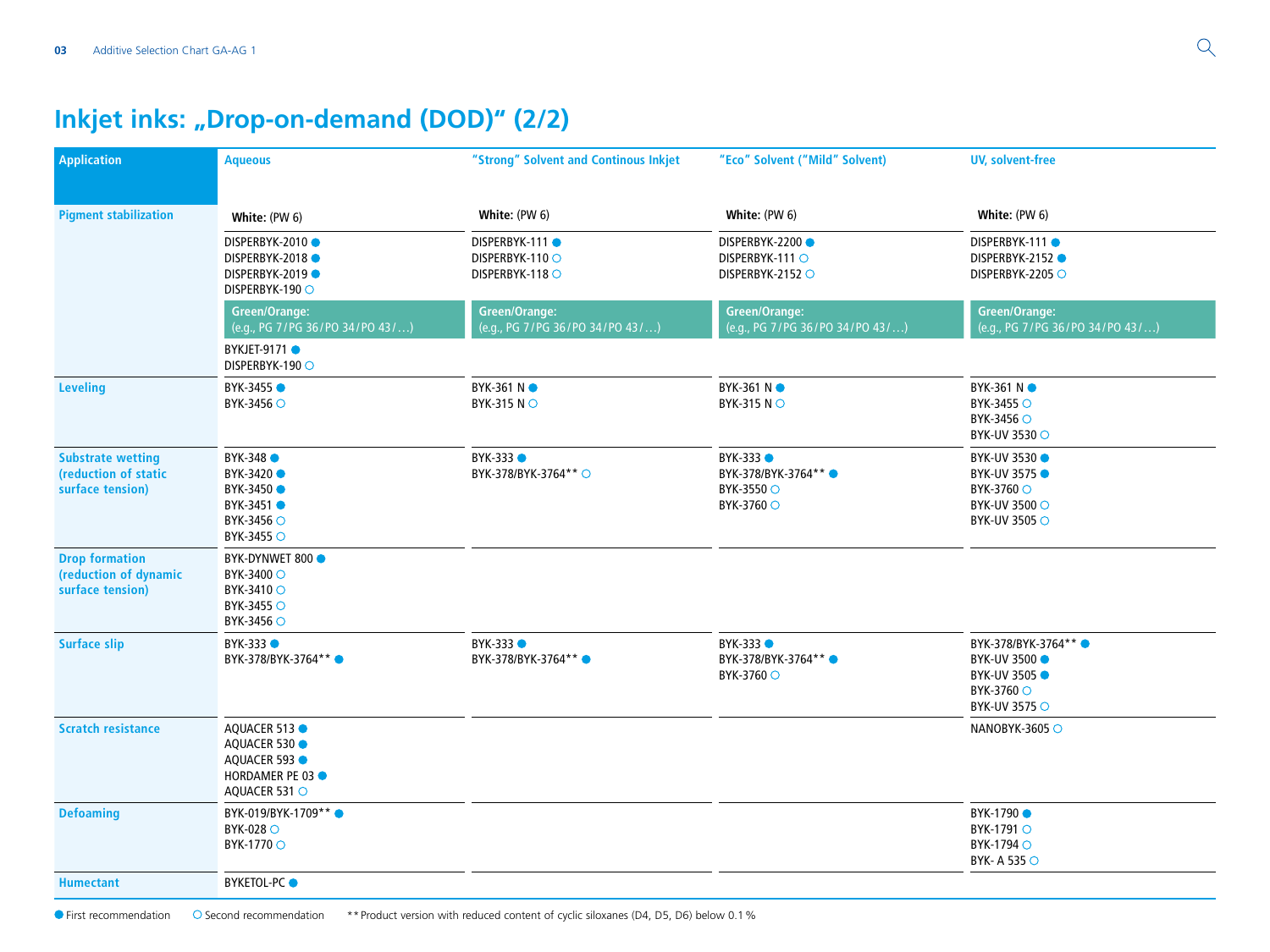# Inkjet inks: „Drop-on-demand (DOD)“ (2/2)

| Application | Aqueous | "Strong" Solvent and Continous Inkjet | "Eco" Solvent ("Mild" Solvent) | UV, solvent-free |
|---|---|---|---|---|
| Pigment stabilization | **White:** (PW 6) | **White:** (PW 6) | **White:** (PW 6) | **White:** (PW 6) |
| | DISPERBYK-2010 ●<br>DISPERBYK-2018 ●<br>DISPERBYK-2019 ●<br>DISPERBYK-190 ○ | DISPERBYK-111 ●<br>DISPERBYK-110 ○<br>DISPERBYK-118 ○ | DISPERBYK-2200 ●<br>DISPERBYK-111 ○<br>DISPERBYK-2152 ○ | DISPERBYK-111 ●<br>DISPERBYK-2152 ●<br>DISPERBYK-2205 ○ |
| | **Green/Orange:** (e.g., PG 7/PG 36/PO 34/PO 43/…) | **Green/Orange:** (e.g., PG 7/PG 36/PO 34/PO 43/…) | **Green/Orange:** (e.g., PG 7/PG 36/PO 34/PO 43/…) | **Green/Orange:** (e.g., PG 7/PG 36/PO 34/PO 43/…) |
| | BYKJET-9171 ●<br>DISPERBYK-190 ○ | | | |
| Leveling | BYK-3455 ●<br>BYK-3456 ○ | BYK-361 N ●<br>BYK-315 N ○ | BYK-361 N ●<br>BYK-315 N ○ | BYK-361 N ●<br>BYK-3455 ○<br>BYK-3456 ○<br>BYK-UV 3530 ○ |
| Substrate wetting (reduction of static surface tension) | BYK-348 ●<br>BYK-3420 ●<br>BYK-3450 ●<br>BYK-3451 ●<br>BYK-3456 ○<br>BYK-3455 ○ | BYK-333 ●<br>BYK-378/BYK-3764** ○ | BYK-333 ●<br>BYK-378/BYK-3764** ●<br>BYK-3550 ○<br>BYK-3760 ○ | BYK-UV 3530 ●<br>BYK-UV 3575 ●<br>BYK-3760 ○<br>BYK-UV 3500 ○<br>BYK-UV 3505 ○ |
| Drop formation (reduction of dynamic surface tension) | BYK-DYNWET 800 ●<br>BYK-3400 ○<br>BYK-3410 ○<br>BYK-3455 ○<br>BYK-3456 ○ | | | |
| Surface slip | BYK-333 ●<br>BYK-378/BYK-3764** ● | BYK-333 ●<br>BYK-378/BYK-3764** ● | BYK-333 ●<br>BYK-378/BYK-3764** ●<br>BYK-3760 ○ | BYK-378/BYK-3764** ●<br>BYK-UV 3500 ●<br>BYK-UV 3505 ●<br>BYK-3760 ○<br>BYK-UV 3575 ○ |
| Scratch resistance | AQUACER 513 ●<br>AQUACER 530 ●<br>AQUACER 593 ●<br>HORDAMER PE 03 ●<br>AQUACER 531 ○ | | | NANOBYK-3605 ○ |
| Defoaming | BYK-019/BYK-1709** ●<br>BYK-028 ○<br>BYK-1770 ○ | | | BYK-1790 ●<br>BYK-1791 ○<br>BYK-1794 ○<br>BYK- A 535 ○ |
| Humectant | BYKETOL-PC ● | | | |

● First recommendation ○ Second recommendation ** Product version with reduced content of cyclic siloxanes (D4, D5, D6) below 0.1 %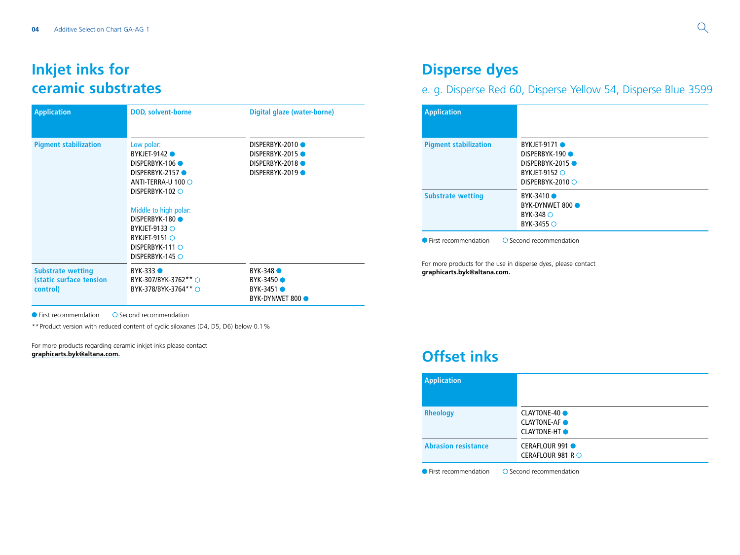# Inkjet inks for ceramic substrates

| Application | DOD, solvent-borne | Digital glaze (water-borne) |
|---|---|---|
| Pigment stabilization | Low polar:<br>BYKJET-9142 ●<br>DISPERBYK-106 ●<br>DISPERBYK-2157 ●<br>ANTI-TERRA-U 100 ○<br>DISPERBYK-102 ○<br><br>Middle to high polar:<br>DISPERBYK-180 ●<br>BYKJET-9133 ○<br>BYKJET-9151 ○<br>DISPERBYK-111 ○<br>DISPERBYK-145 ○ | DISPERBYK-2010 ●<br>DISPERBYK-2015 ●<br>DISPERBYK-2018 ●<br>DISPERBYK-2019 ● |
| Substrate wetting (static surface tension control) | BYK-333 ●<br>BYK-307/BYK-3762** ○<br>BYK-378/BYK-3764** ○ | BYK-348 ●<br>BYK-3450 ●<br>BYK-3451 ●<br>BYK-DYNWET 800 ● |

● First recommendation ○ Second recommendation

** Product version with reduced content of cyclic siloxanes (D4, D5, D6) below 0.1 %

For more products regarding ceramic inkjet inks please contact **graphicarts.byk@altana.com.**

# Disperse dyes

## e. g. Disperse Red 60, Disperse Yellow 54, Disperse Blue 3599

| Application | |
|---|---|
| Pigment stabilization | BYKJET-9171 ●<br>DISPERBYK-190 ●<br>DISPERBYK-2015 ●<br>BYKJET-9152 ○<br>DISPERBYK-2010 ○ |
| Substrate wetting | BYK-3410 ●<br>BYK-DYNWET 800 ●<br>BYK-348 ○<br>BYK-3455 ○ |

● First recommendation ○ Second recommendation

For more products for the use in disperse dyes, please contact **graphicarts.byk@altana.com.**

# Offset inks

| Application | |
|---|---|
| Rheology | CLAYTONE-40 ●<br>CLAYTONE-AF ●<br>CLAYTONE-HT ● |
| Abrasion resistance | CERAFLOUR 991 ●<br>CERAFLOUR 981 R ○ |

● First recommendation ○ Second recommendation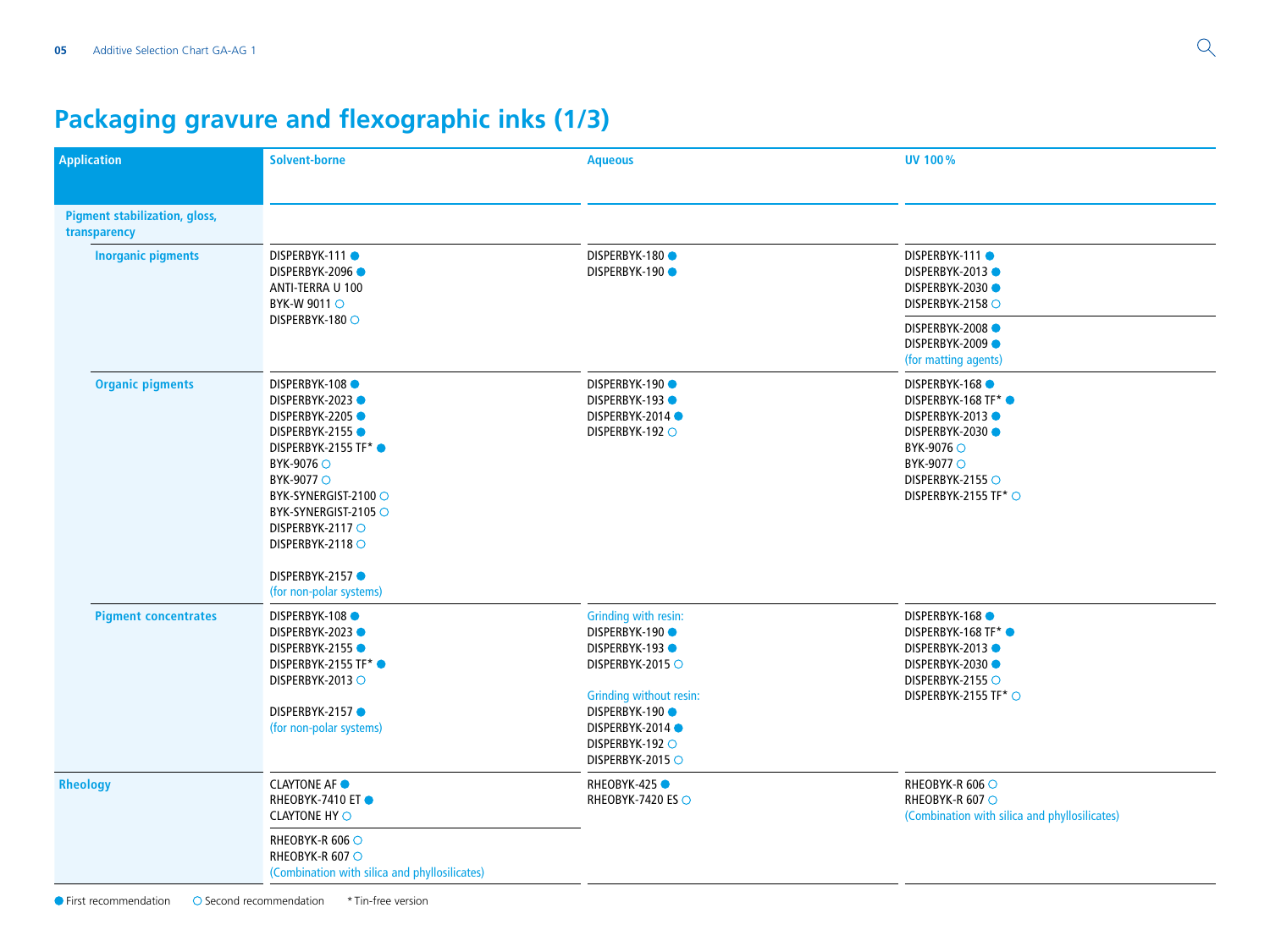# Packaging gravure and flexographic inks (1/3)

| Application | Solvent-borne | Aqueous | UV 100 % |
| --- | --- | --- | --- |
| **Pigment stabilization, gloss, transparency** | | | |
| **Inorganic pigments** | DISPERBYK-111 ●<br>DISPERBYK-2096 ●<br>ANTI-TERRA U 100<br>BYK-W 9011 ○<br>DISPERBYK-180 ○ | DISPERBYK-180 ●<br>DISPERBYK-190 ● | DISPERBYK-111 ●<br>DISPERBYK-2013 ●<br>DISPERBYK-2030 ●<br>DISPERBYK-2158 ○<br><br>DISPERBYK-2008 ●<br>DISPERBYK-2009 ●<br>(for matting agents) |
| **Organic pigments** | DISPERBYK-108 ●<br>DISPERBYK-2023 ●<br>DISPERBYK-2205 ●<br>DISPERBYK-2155 ●<br>DISPERBYK-2155 TF* ●<br>BYK-9076 ○<br>BYK-9077 ○<br>BYK-SYNERGIST-2100 ○<br>BYK-SYNERGIST-2105 ○<br>DISPERBYK-2117 ○<br>DISPERBYK-2118 ○<br><br>DISPERBYK-2157 ●<br>(for non-polar systems) | DISPERBYK-190 ●<br>DISPERBYK-193 ●<br>DISPERBYK-2014 ●<br>DISPERBYK-192 ○ | DISPERBYK-168 ●<br>DISPERBYK-168 TF* ●<br>DISPERBYK-2013 ●<br>DISPERBYK-2030 ●<br>BYK-9076 ○<br>BYK-9077 ○<br>DISPERBYK-2155 ○<br>DISPERBYK-2155 TF* ○ |
| **Pigment concentrates** | DISPERBYK-108 ●<br>DISPERBYK-2023 ●<br>DISPERBYK-2155 ●<br>DISPERBYK-2155 TF* ●<br>DISPERBYK-2013 ○<br><br>DISPERBYK-2157 ●<br>(for non-polar systems) | Grinding with resin:<br>DISPERBYK-190 ●<br>DISPERBYK-193 ●<br>DISPERBYK-2015 ○<br><br>Grinding without resin:<br>DISPERBYK-190 ●<br>DISPERBYK-2014 ●<br>DISPERBYK-192 ○<br>DISPERBYK-2015 ○ | DISPERBYK-168 ●<br>DISPERBYK-168 TF* ●<br>DISPERBYK-2013 ●<br>DISPERBYK-2030 ●<br>DISPERBYK-2155 ○<br>DISPERBYK-2155 TF* ○ |
| **Rheology** | CLAYTONE AF ●<br>RHEOBYK-7410 ET ●<br>CLAYTONE HY ○<br><br>RHEOBYK-R 606 ○<br>RHEOBYK-R 607 ○<br>(Combination with silica and phyllosilicates) | RHEOBYK-425 ●<br>RHEOBYK-7420 ES ○ | RHEOBYK-R 606 ○<br>RHEOBYK-R 607 ○<br>(Combination with silica and phyllosilicates) |

● First recommendation ○ Second recommendation * Tin-free version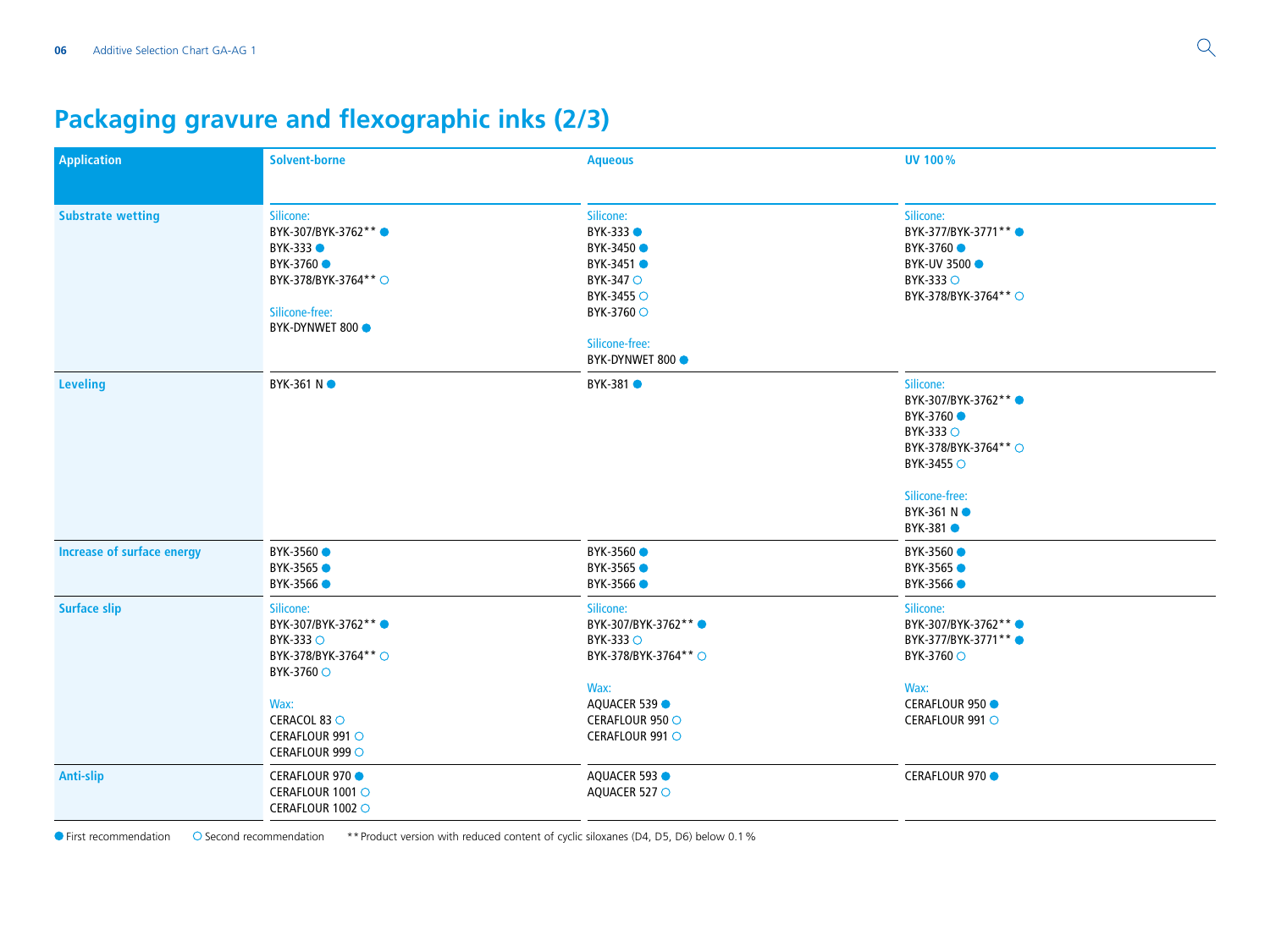# Packaging gravure and flexographic inks (2/3)

| Application | Solvent-borne | Aqueous | UV 100 % |
|---|---|---|---|
| **Substrate wetting** | Silicone:<br>BYK-307/BYK-3762** ●<br>BYK-333 ●<br>BYK-3760 ●<br>BYK-378/BYK-3764** ○<br><br>Silicone-free:<br>BYK-DYNWET 800 ● | Silicone:<br>BYK-333 ●<br>BYK-3450 ●<br>BYK-3451 ●<br>BYK-347 ○<br>BYK-3455 ○<br>BYK-3760 ○<br><br>Silicone-free:<br>BYK-DYNWET 800 ● | Silicone:<br>BYK-377/BYK-3771** ●<br>BYK-3760 ●<br>BYK-UV 3500 ●<br>BYK-333 ○<br>BYK-378/BYK-3764** ○ |
| **Leveling** | BYK-361 N ● | BYK-381 ● | Silicone:<br>BYK-307/BYK-3762** ●<br>BYK-3760 ●<br>BYK-333 ○<br>BYK-378/BYK-3764** ○<br>BYK-3455 ○<br><br>Silicone-free:<br>BYK-361 N ●<br>BYK-381 ● |
| **Increase of surface energy** | BYK-3560 ●<br>BYK-3565 ●<br>BYK-3566 ● | BYK-3560 ●<br>BYK-3565 ●<br>BYK-3566 ● | BYK-3560 ●<br>BYK-3565 ●<br>BYK-3566 ● |
| **Surface slip** | Silicone:<br>BYK-307/BYK-3762** ●<br>BYK-333 ○<br>BYK-378/BYK-3764** ○<br>BYK-3760 ○<br><br>Wax:<br>CERACOL 83 ○<br>CERAFLOUR 991 ○<br>CERAFLOUR 999 ○ | Silicone:<br>BYK-307/BYK-3762** ●<br>BYK-333 ○<br>BYK-378/BYK-3764** ○<br><br>Wax:<br>AQUACER 539 ●<br>CERAFLOUR 950 ○<br>CERAFLOUR 991 ○ | Silicone:<br>BYK-307/BYK-3762** ●<br>BYK-377/BYK-3771** ●<br>BYK-3760 ○<br><br>Wax:<br>CERAFLOUR 950 ●<br>CERAFLOUR 991 ○ |
| **Anti-slip** | CERAFLOUR 970 ●<br>CERAFLOUR 1001 ○<br>CERAFLOUR 1002 ○ | AQUACER 593 ●<br>AQUACER 527 ○ | CERAFLOUR 970 ● |

● First recommendation ○ Second recommendation ** Product version with reduced content of cyclic siloxanes (D4, D5, D6) below 0.1 %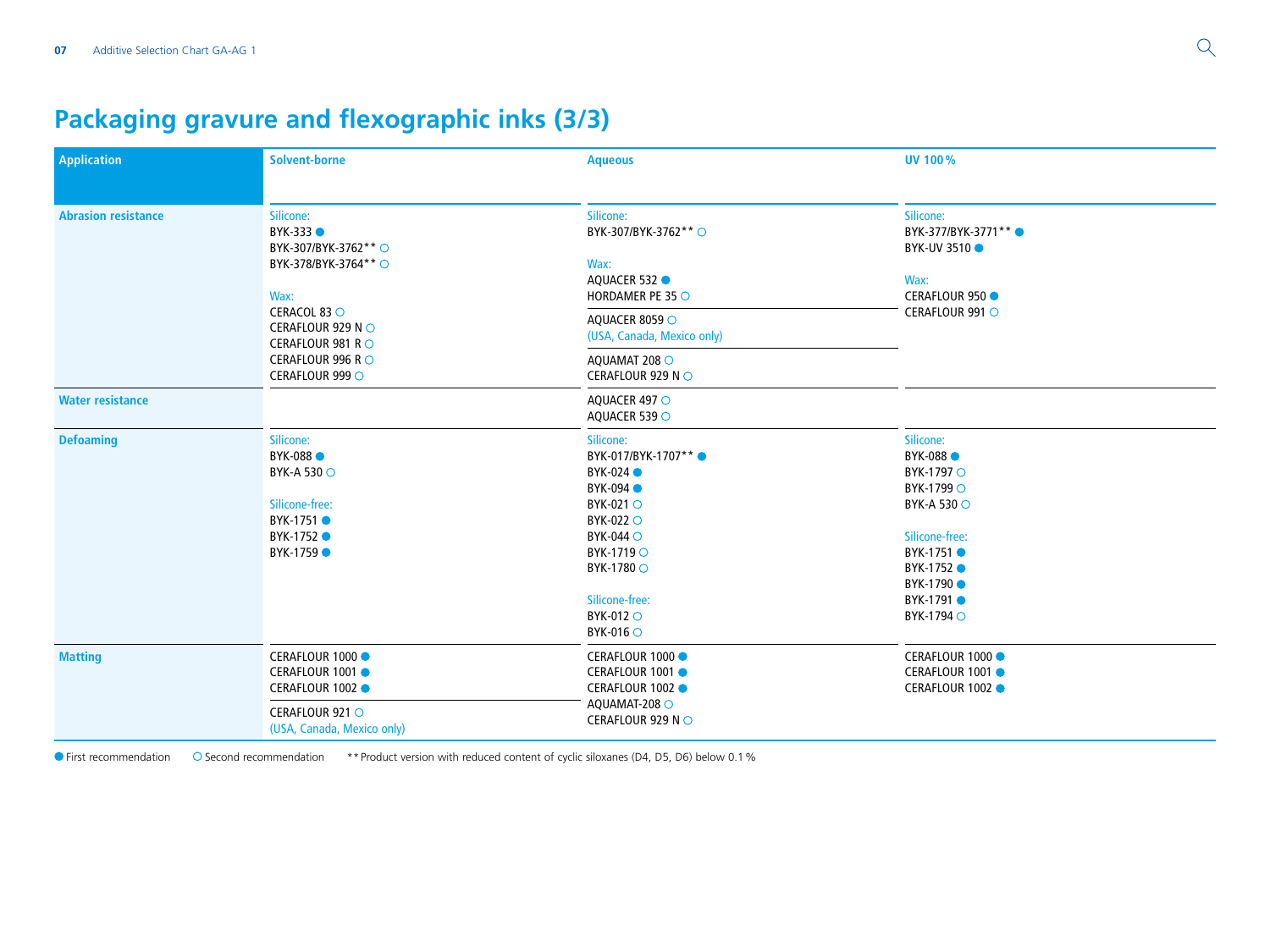# Packaging gravure and flexographic inks (3/3)

| Application | Solvent-borne | Aqueous | UV 100 % |
|---|---|---|---|
| **Abrasion resistance** | Silicone:<br>BYK-333 ●<br>BYK-307/BYK-3762** ○<br>BYK-378/BYK-3764** ○<br><br>Wax:<br>CERACOL 83 ○<br>CERAFLOUR 929 N ○<br>CERAFLOUR 981 R ○<br>CERAFLOUR 996 R ○<br>CERAFLOUR 999 ○ | Silicone:<br>BYK-307/BYK-3762** ○<br><br>Wax:<br>AQUACER 532 ●<br>HORDAMER PE 35 ○<br>AQUACER 8059 ○<br>(USA, Canada, Mexico only)<br>AQUAMAT 208 ○<br>CERAFLOUR 929 N ○ | Silicone:<br>BYK-377/BYK-3771** ●<br>BYK-UV 3510 ●<br><br>Wax:<br>CERAFLOUR 950 ●<br>CERAFLOUR 991 ○ |
| **Water resistance** | | AQUACER 497 ○<br>AQUACER 539 ○ | |
| **Defoaming** | Silicone:<br>BYK-088 ●<br>BYK-A 530 ○<br><br>Silicone-free:<br>BYK-1751 ●<br>BYK-1752 ●<br>BYK-1759 ● | Silicone:<br>BYK-017/BYK-1707** ●<br>BYK-024 ●<br>BYK-094 ●<br>BYK-021 ○<br>BYK-022 ○<br>BYK-044 ○<br>BYK-1719 ○<br>BYK-1780 ○<br><br>Silicone-free:<br>BYK-012 ○<br>BYK-016 ○ | Silicone:<br>BYK-088 ●<br>BYK-1797 ○<br>BYK-1799 ○<br>BYK-A 530 ○<br><br>Silicone-free:<br>BYK-1751 ●<br>BYK-1752 ●<br>BYK-1790 ●<br>BYK-1791 ●<br>BYK-1794 ○ |
| **Matting** | CERAFLOUR 1000 ●<br>CERAFLOUR 1001 ●<br>CERAFLOUR 1002 ●<br>CERAFLOUR 921 ○<br>(USA, Canada, Mexico only) | CERAFLOUR 1000 ●<br>CERAFLOUR 1001 ●<br>CERAFLOUR 1002 ●<br>AQUAMAT-208 ○<br>CERAFLOUR 929 N ○ | CERAFLOUR 1000 ●<br>CERAFLOUR 1001 ●<br>CERAFLOUR 1002 ● |

● First recommendation ○ Second recommendation ** Product version with reduced content of cyclic siloxanes (D4, D5, D6) below 0.1 %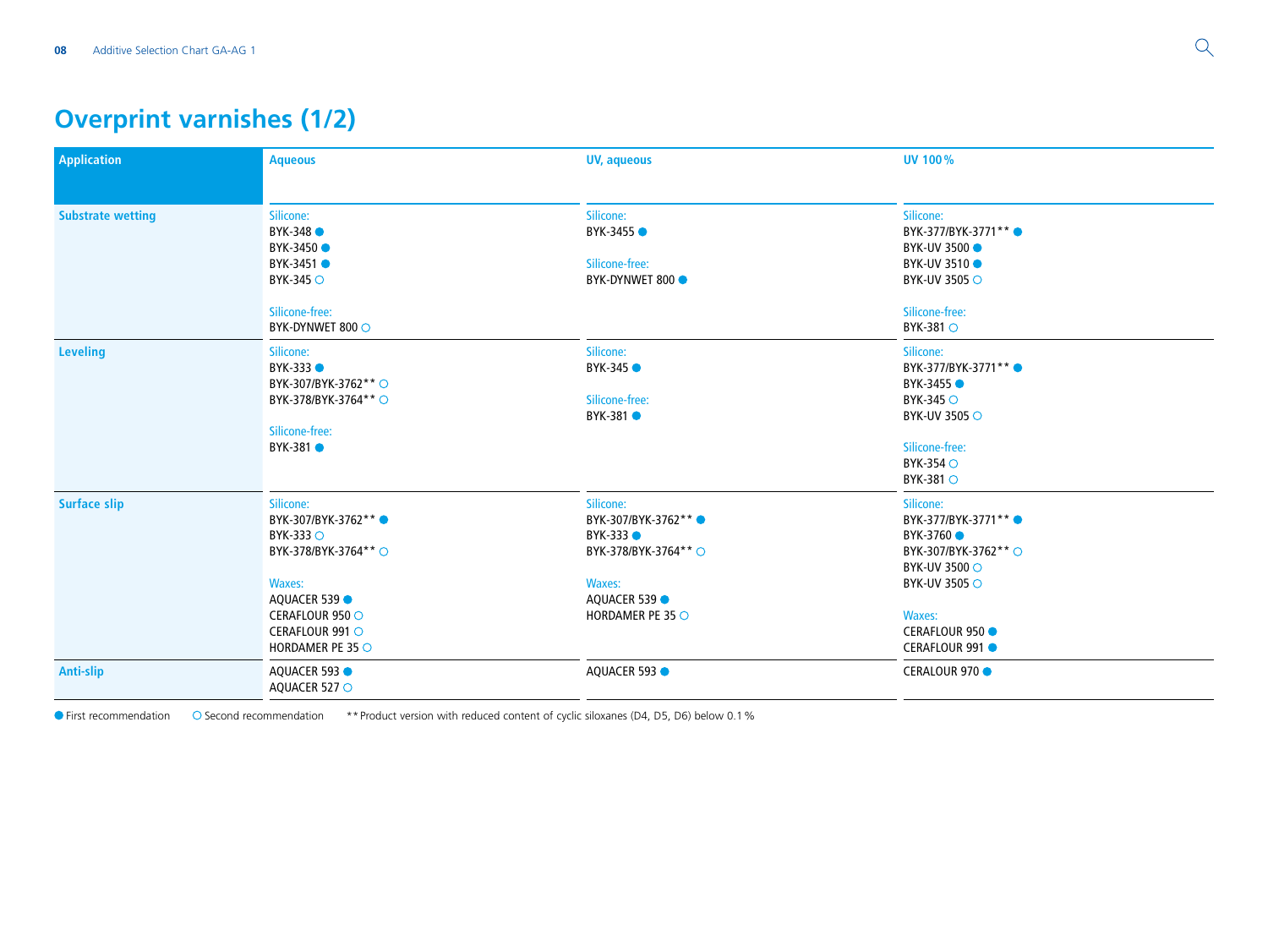## Overprint varnishes (1/2)

| Application | Aqueous | UV, aqueous | UV 100 % |
|---|---|---|---|
| **Substrate wetting** | Silicone:<br>BYK-348 ●<br>BYK-3450 ●<br>BYK-3451 ●<br>BYK-345 ○<br><br>Silicone-free:<br>BYK-DYNWET 800 ○ | Silicone:<br>BYK-3455 ●<br><br>Silicone-free:<br>BYK-DYNWET 800 ● | Silicone:<br>BYK-377/BYK-3771** ●<br>BYK-UV 3500 ●<br>BYK-UV 3510 ●<br>BYK-UV 3505 ○<br><br>Silicone-free:<br>BYK-381 ○ |
| **Leveling** | Silicone:<br>BYK-333 ●<br>BYK-307/BYK-3762** ○<br>BYK-378/BYK-3764** ○<br><br>Silicone-free:<br>BYK-381 ● | Silicone:<br>BYK-345 ●<br><br>Silicone-free:<br>BYK-381 ● | Silicone:<br>BYK-377/BYK-3771** ●<br>BYK-3455 ●<br>BYK-345 ○<br>BYK-UV 3505 ○<br><br>Silicone-free:<br>BYK-354 ○<br>BYK-381 ○ |
| **Surface slip** | Silicone:<br>BYK-307/BYK-3762** ●<br>BYK-333 ○<br>BYK-378/BYK-3764** ○<br><br>Waxes:<br>AQUACER 539 ●<br>CERAFLOUR 950 ○<br>CERAFLOUR 991 ○<br>HORDAMER PE 35 ○ | Silicone:<br>BYK-307/BYK-3762** ●<br>BYK-333 ●<br>BYK-378/BYK-3764** ○<br><br>Waxes:<br>AQUACER 539 ●<br>HORDAMER PE 35 ○ | Silicone:<br>BYK-377/BYK-3771** ●<br>BYK-3760 ●<br>BYK-307/BYK-3762** ○<br>BYK-UV 3500 ○<br>BYK-UV 3505 ○<br><br>Waxes:<br>CERAFLOUR 950 ●<br>CERAFLOUR 991 ● |
| **Anti-slip** | AQUACER 593 ●<br>AQUACER 527 ○ | AQUACER 593 ● | CERALOUR 970 ● |

● First recommendation ○ Second recommendation ** Product version with reduced content of cyclic siloxanes (D4, D5, D6) below 0.1 %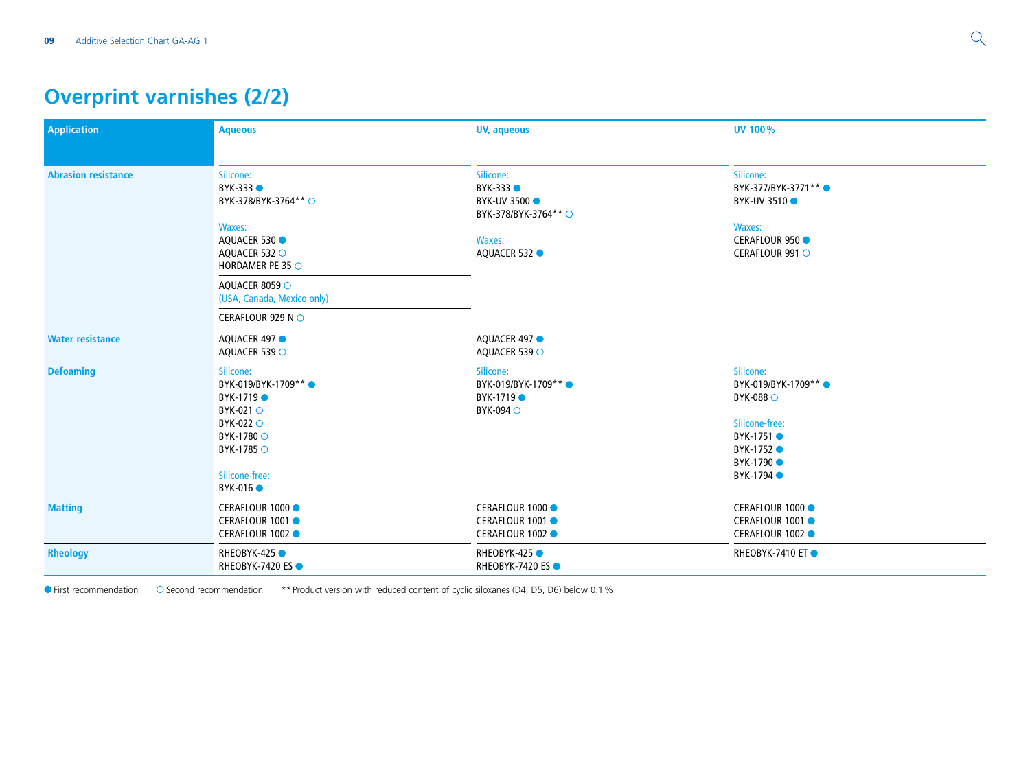# Overprint varnishes (2/2)

| Application | Aqueous | UV, aqueous | UV 100 % |
|---|---|---|---|
| Abrasion resistance | Silicone:<br>BYK-333 ●<br>BYK-378/BYK-3764** ○<br><br>Waxes:<br>AQUACER 530 ●<br>AQUACER 532 ○<br>HORDAMER PE 35 ○<br><br>AQUACER 8059 ○<br>(USA, Canada, Mexico only)<br><br>CERAFLOUR 929 N ○ | Silicone:<br>BYK-333 ●<br>BYK-UV 3500 ●<br>BYK-378/BYK-3764** ○<br><br>Waxes:<br>AQUACER 532 ● | Silicone:<br>BYK-377/BYK-3771** ●<br>BYK-UV 3510 ●<br><br>Waxes:<br>CERAFLOUR 950 ●<br>CERAFLOUR 991 ○ |
| Water resistance | AQUACER 497 ●<br>AQUACER 539 ○ | AQUACER 497 ●<br>AQUACER 539 ○ | |
| Defoaming | Silicone:<br>BYK-019/BYK-1709** ●<br>BYK-1719 ●<br>BYK-021 ○<br>BYK-022 ○<br>BYK-1780 ○<br>BYK-1785 ○<br><br>Silicone-free:<br>BYK-016 ● | Silicone:<br>BYK-019/BYK-1709** ●<br>BYK-1719 ●<br>BYK-094 ○ | Silicone:<br>BYK-019/BYK-1709** ●<br>BYK-088 ○<br><br>Silicone-free:<br>BYK-1751 ●<br>BYK-1752 ●<br>BYK-1790 ●<br>BYK-1794 ● |
| Matting | CERAFLOUR 1000 ●<br>CERAFLOUR 1001 ●<br>CERAFLOUR 1002 ● | CERAFLOUR 1000 ●<br>CERAFLOUR 1001 ●<br>CERAFLOUR 1002 ● | CERAFLOUR 1000 ●<br>CERAFLOUR 1001 ●<br>CERAFLOUR 1002 ● |
| Rheology | RHEOBYK-425 ●<br>RHEOBYK-7420 ES ● | RHEOBYK-425 ●<br>RHEOBYK-7420 ES ● | RHEOBYK-7410 ET ● |

● First recommendation ○ Second recommendation ** Product version with reduced content of cyclic siloxanes (D4, D5, D6) below 0.1 %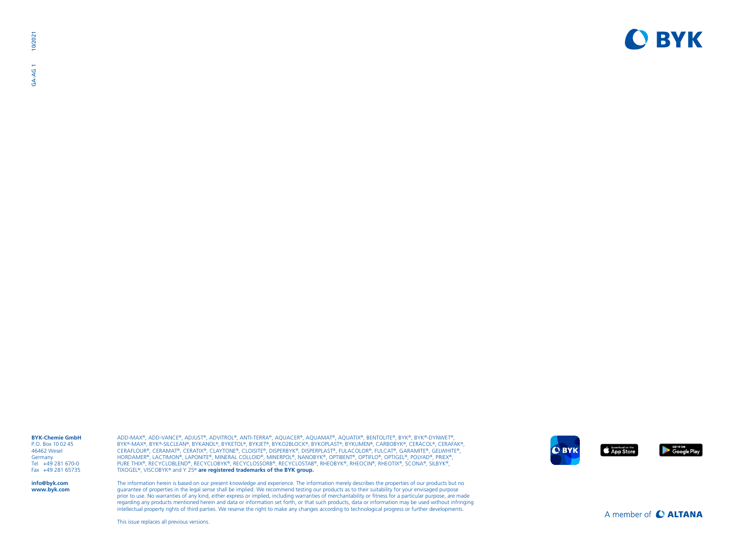**BYK-Chemie GmbH**
P.O. Box 10 02 45
46462 Wesel
Germany
Tel +49 281 670-0
Fax +49 281 65735

**info@byk.com**
**www.byk.com**

ADD-MAX®, ADD-VANCE®, ADJUST®, ADVITROL®, ANTI-TERRA®, AQUACER®, AQUAMAT®, AQUATIX®, BENTOLITE®, BYK®, BYK®-DYNWET®, BYK®-MAX®, BYK®-SILCLEAN®, BYKANOL®, BYKETOL®, BYKJET®, BYKO2BLOCK®, BYKOPLAST®, BYKUMEN®, CARBOBYK®, CERACOL®, CERAFAK®, CERAFLOUR®, CERAMAT®, CERATIX®, CLAYTONE®, CLOISITE®, DISPERBYK®, DISPERPLAST®, FULACOLOR®, FULCAT®, GARAMITE®, GELWHITE®, HORDAMER®, LACTIMON®, LAPONITE®, MINERAL COLLOID®, MINERPOL®, NANOBYK®, OPTIBENT®, OPTIFLO®, OPTIGEL®, POLYAD®, PRIEX®, PURE THIX®, RECYCLOBLEND®, RECYCLOBYK®, RECYCLOSSORB®, RECYCLOSTAB®, RHEOBYK®, RHEOCIN®, RHEOTIX®, SCONA®, SILBYK®, TIXOGEL®, VISCOBYK® and Y 25® **are registered trademarks of the BYK group.**

The information herein is based on our present knowledge and experience. The information merely describes the properties of our products but no guarantee of properties in the legal sense shall be implied. We recommend testing our products as to their suitability for your envisaged purpose prior to use. No warranties of any kind, either express or implied, including warranties of merchantability or fitness for a particular purpose, are made regarding any products mentioned herein and data or information set forth, or that such products, data or information may be used without infringing intellectual property rights of third parties. We reserve the right to make any changes according to technological progress or further developments.

This issue replaces all previous versions.

A member of ALTANA

GA-AG 1 10/2021